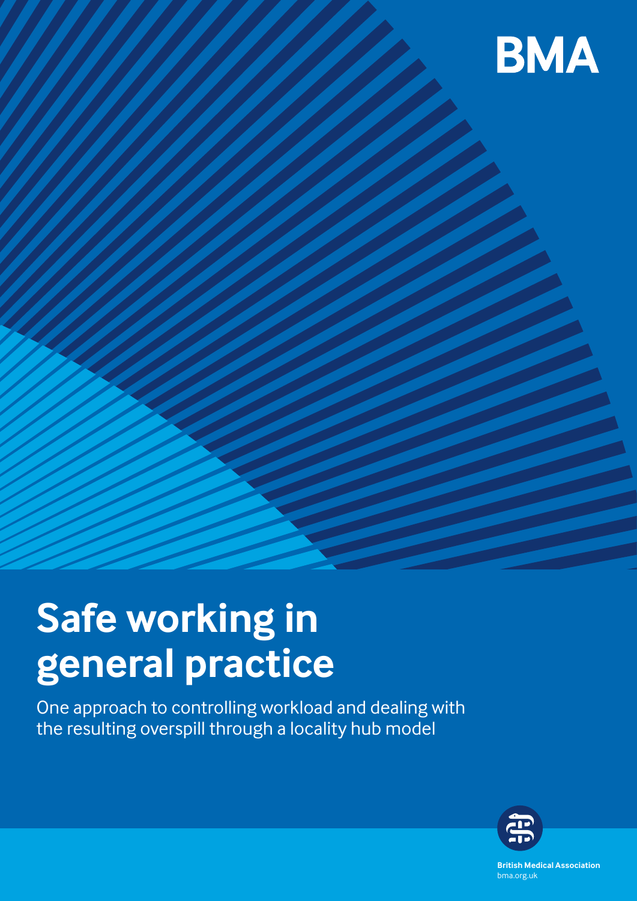BMA

# Safe working in general practice

One approach to controlling workload and dealing with the resulting overspill through a locality hub model

**British Medical Association**
bma.org.uk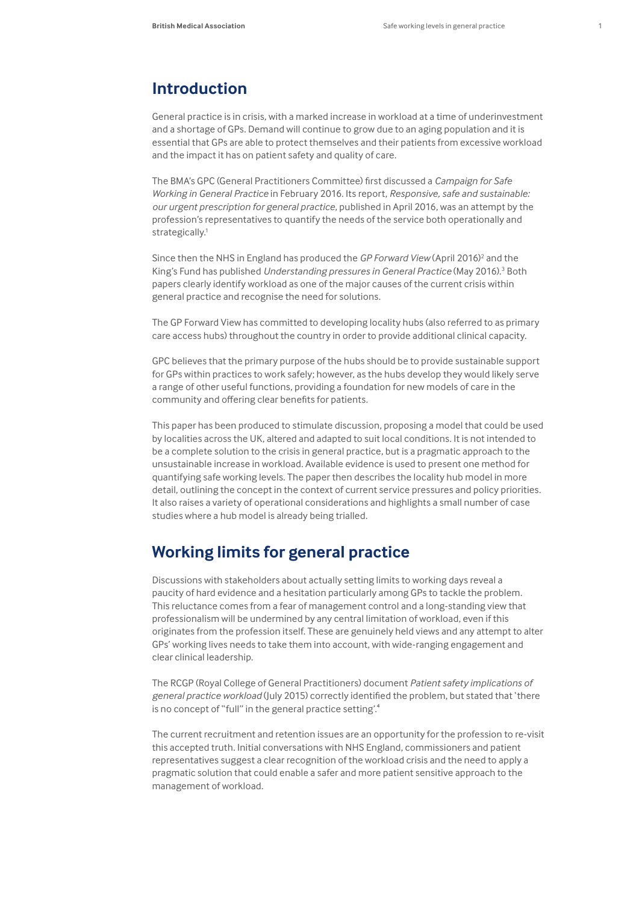## Introduction

General practice is in crisis, with a marked increase in workload at a time of underinvestment and a shortage of GPs. Demand will continue to grow due to an aging population and it is essential that GPs are able to protect themselves and their patients from excessive workload and the impact it has on patient safety and quality of care.

The BMA's GPC (General Practitioners Committee) first discussed a *Campaign for Safe Working in General Practice* in February 2016. Its report, *Responsive, safe and sustainable: our urgent prescription for general practice*, published in April 2016, was an attempt by the profession's representatives to quantify the needs of the service both operationally and strategically.[1]

Since then the NHS in England has produced the *GP Forward View* (April 2016)[2] and the King's Fund has published *Understanding pressures in General Practice* (May 2016).[3] Both papers clearly identify workload as one of the major causes of the current crisis within general practice and recognise the need for solutions.

The GP Forward View has committed to developing locality hubs (also referred to as primary care access hubs) throughout the country in order to provide additional clinical capacity.

GPC believes that the primary purpose of the hubs should be to provide sustainable support for GPs within practices to work safely; however, as the hubs develop they would likely serve a range of other useful functions, providing a foundation for new models of care in the community and offering clear benefits for patients.

This paper has been produced to stimulate discussion, proposing a model that could be used by localities across the UK, altered and adapted to suit local conditions. It is not intended to be a complete solution to the crisis in general practice, but is a pragmatic approach to the unsustainable increase in workload. Available evidence is used to present one method for quantifying safe working levels. The paper then describes the locality hub model in more detail, outlining the concept in the context of current service pressures and policy priorities. It also raises a variety of operational considerations and highlights a small number of case studies where a hub model is already being trialled.

## Working limits for general practice

Discussions with stakeholders about actually setting limits to working days reveal a paucity of hard evidence and a hesitation particularly among GPs to tackle the problem. This reluctance comes from a fear of management control and a long-standing view that professionalism will be undermined by any central limitation of workload, even if this originates from the profession itself. These are genuinely held views and any attempt to alter GPs' working lives needs to take them into account, with wide-ranging engagement and clear clinical leadership.

The RCGP (Royal College of General Practitioners) document *Patient safety implications of general practice workload* (July 2015) correctly identified the problem, but stated that 'there is no concept of "full" in the general practice setting'.[4]

The current recruitment and retention issues are an opportunity for the profession to re-visit this accepted truth. Initial conversations with NHS England, commissioners and patient representatives suggest a clear recognition of the workload crisis and the need to apply a pragmatic solution that could enable a safer and more patient sensitive approach to the management of workload.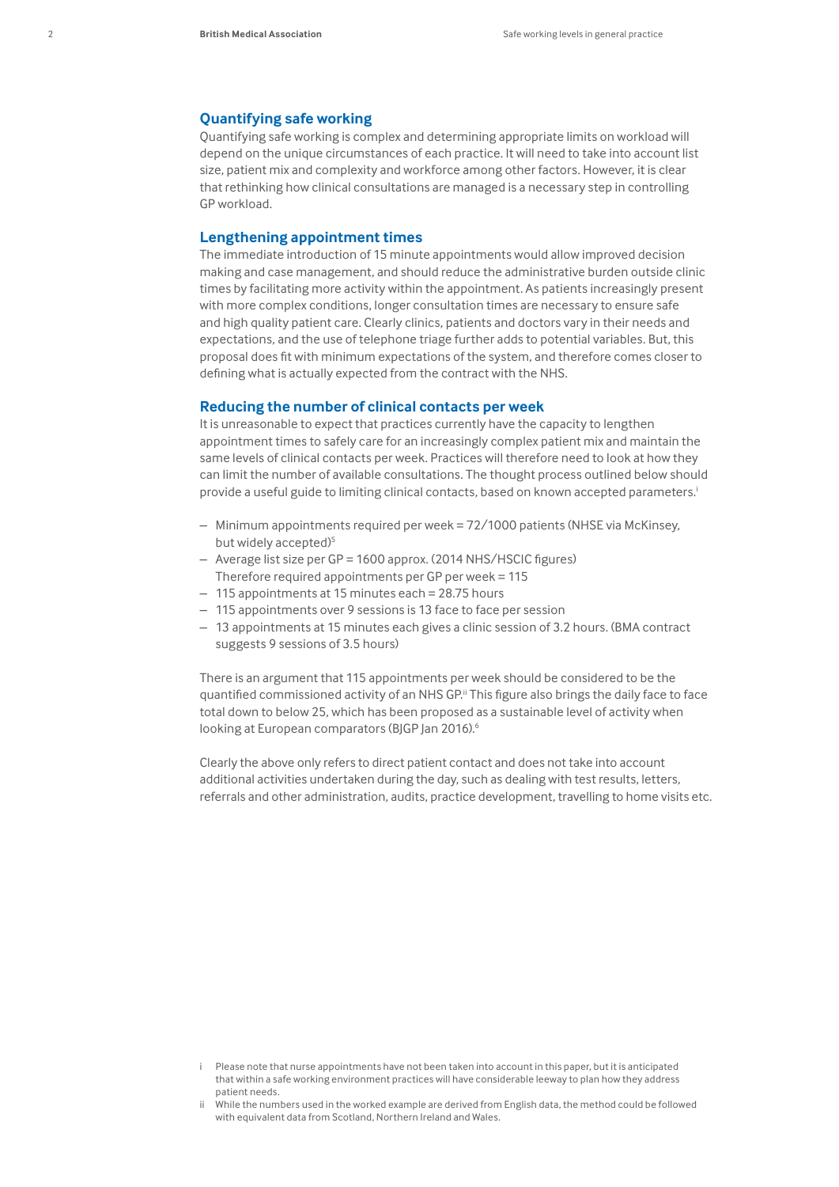## Quantifying safe working

Quantifying safe working is complex and determining appropriate limits on workload will depend on the unique circumstances of each practice. It will need to take into account list size, patient mix and complexity and workforce among other factors. However, it is clear that rethinking how clinical consultations are managed is a necessary step in controlling GP workload.

## Lengthening appointment times

The immediate introduction of 15 minute appointments would allow improved decision making and case management, and should reduce the administrative burden outside clinic times by facilitating more activity within the appointment. As patients increasingly present with more complex conditions, longer consultation times are necessary to ensure safe and high quality patient care. Clearly clinics, patients and doctors vary in their needs and expectations, and the use of telephone triage further adds to potential variables. But, this proposal does fit with minimum expectations of the system, and therefore comes closer to defining what is actually expected from the contract with the NHS.

## Reducing the number of clinical contacts per week

It is unreasonable to expect that practices currently have the capacity to lengthen appointment times to safely care for an increasingly complex patient mix and maintain the same levels of clinical contacts per week. Practices will therefore need to look at how they can limit the number of available consultations. The thought process outlined below should provide a useful guide to limiting clinical contacts, based on known accepted parameters.[i]

- Minimum appointments required per week = 72/1000 patients (NHSE via McKinsey, but widely accepted)[5]
- Average list size per GP = 1600 approx. (2014 NHS/HSCIC figures)
  Therefore required appointments per GP per week = 115
- 115 appointments at 15 minutes each = 28.75 hours
- 115 appointments over 9 sessions is 13 face to face per session
- 13 appointments at 15 minutes each gives a clinic session of 3.2 hours. (BMA contract suggests 9 sessions of 3.5 hours)

There is an argument that 115 appointments per week should be considered to be the quantified commissioned activity of an NHS GP.[ii] This figure also brings the daily face to face total down to below 25, which has been proposed as a sustainable level of activity when looking at European comparators (BJGP Jan 2016).[6]

Clearly the above only refers to direct patient contact and does not take into account additional activities undertaken during the day, such as dealing with test results, letters, referrals and other administration, audits, practice development, travelling to home visits etc.

---

i Please note that nurse appointments have not been taken into account in this paper, but it is anticipated that within a safe working environment practices will have considerable leeway to plan how they address patient needs.

ii While the numbers used in the worked example are derived from English data, the method could be followed with equivalent data from Scotland, Northern Ireland and Wales.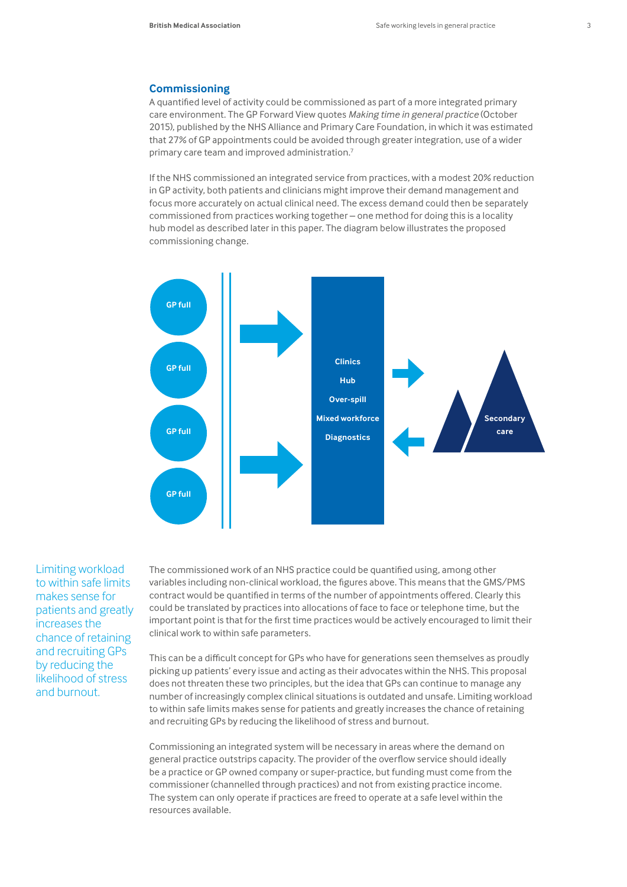## Commissioning

A quantified level of activity could be commissioned as part of a more integrated primary care environment. The GP Forward View quotes *Making time in general practice* (October 2015), published by the NHS Alliance and Primary Care Foundation, in which it was estimated that 27% of GP appointments could be avoided through greater integration, use of a wider primary care team and improved administration.[7]

If the NHS commissioned an integrated service from practices, with a modest 20% reduction in GP activity, both patients and clinicians might improve their demand management and focus more accurately on actual clinical need. The excess demand could then be separately commissioned from practices working together – one method for doing this is a locality hub model as described later in this paper. The diagram below illustrates the proposed commissioning change.

GP full

GP full

GP full

GP full

Clinics
Hub
Over-spill
Mixed workforce
Diagnostics

Secondary care

Limiting workload to within safe limits makes sense for patients and greatly increases the chance of retaining and recruiting GPs by reducing the likelihood of stress and burnout.

The commissioned work of an NHS practice could be quantified using, among other variables including non-clinical workload, the figures above. This means that the GMS/PMS contract would be quantified in terms of the number of appointments offered. Clearly this could be translated by practices into allocations of face to face or telephone time, but the important point is that for the first time practices would be actively encouraged to limit their clinical work to within safe parameters.

This can be a difficult concept for GPs who have for generations seen themselves as proudly picking up patients' every issue and acting as their advocates within the NHS. This proposal does not threaten these two principles, but the idea that GPs can continue to manage any number of increasingly complex clinical situations is outdated and unsafe. Limiting workload to within safe limits makes sense for patients and greatly increases the chance of retaining and recruiting GPs by reducing the likelihood of stress and burnout.

Commissioning an integrated system will be necessary in areas where the demand on general practice outstrips capacity. The provider of the overflow service should ideally be a practice or GP owned company or super-practice, but funding must come from the commissioner (channelled through practices) and not from existing practice income. The system can only operate if practices are freed to operate at a safe level within the resources available.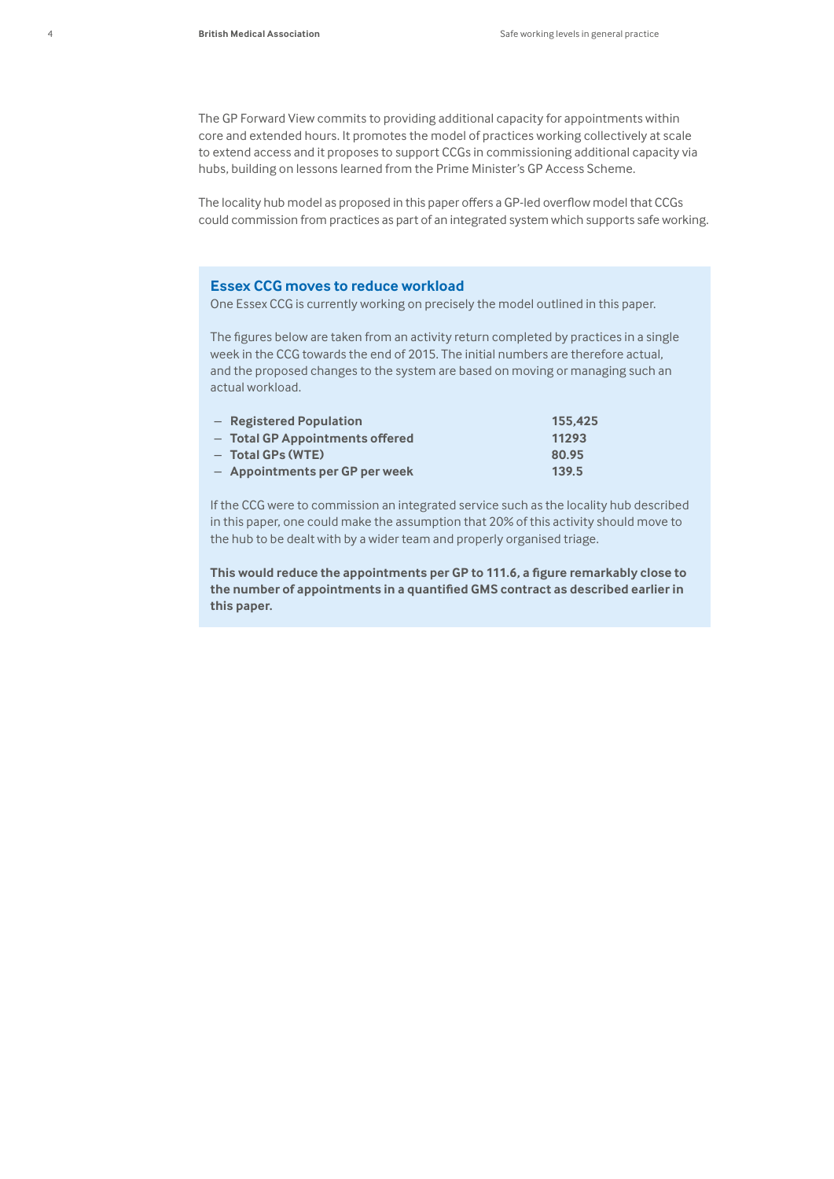The GP Forward View commits to providing additional capacity for appointments within core and extended hours. It promotes the model of practices working collectively at scale to extend access and it proposes to support CCGs in commissioning additional capacity via hubs, building on lessons learned from the Prime Minister's GP Access Scheme.

The locality hub model as proposed in this paper offers a GP-led overflow model that CCGs could commission from practices as part of an integrated system which supports safe working.

## Essex CCG moves to reduce workload

One Essex CCG is currently working on precisely the model outlined in this paper.

The figures below are taken from an activity return completed by practices in a single week in the CCG towards the end of 2015. The initial numbers are therefore actual, and the proposed changes to the system are based on moving or managing such an actual workload.

| | |
|---|---|
| **Registered Population** | **155,425** |
| **Total GP Appointments offered** | **11293** |
| **Total GPs (WTE)** | **80.95** |
| **Appointments per GP per week** | **139.5** |

If the CCG were to commission an integrated service such as the locality hub described in this paper, one could make the assumption that 20% of this activity should move to the hub to be dealt with by a wider team and properly organised triage.

**This would reduce the appointments per GP to 111.6, a figure remarkably close to the number of appointments in a quantified GMS contract as described earlier in this paper.**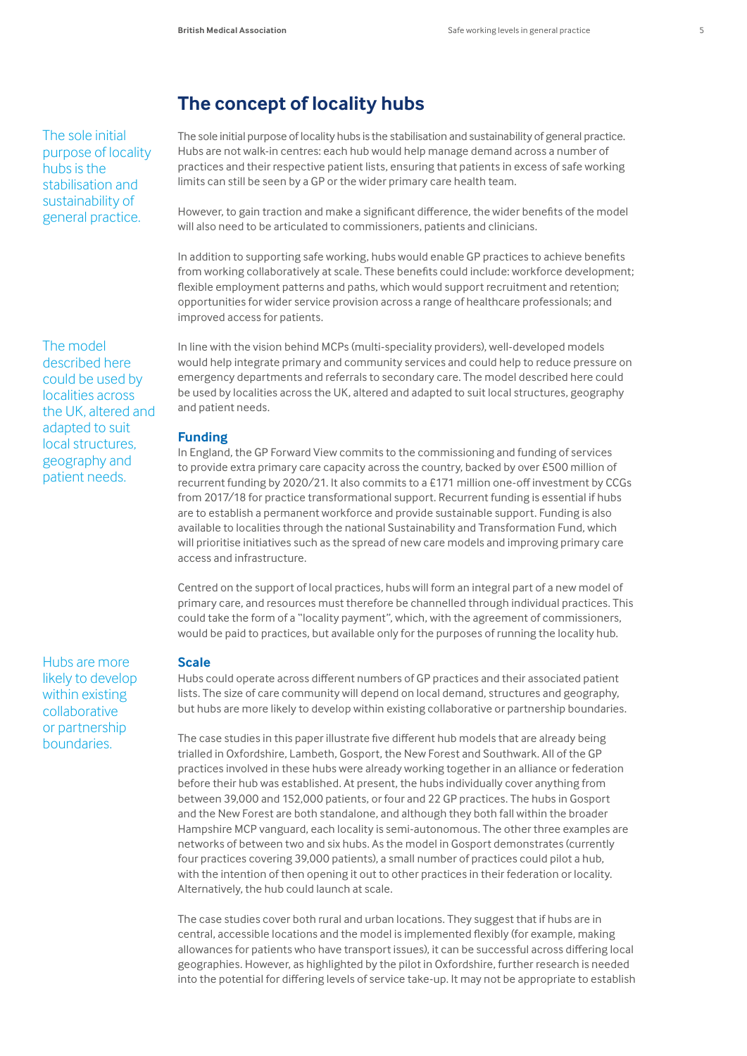## The concept of locality hubs

> The sole initial purpose of locality hubs is the stabilisation and sustainability of general practice.

The sole initial purpose of locality hubs is the stabilisation and sustainability of general practice. Hubs are not walk-in centres: each hub would help manage demand across a number of practices and their respective patient lists, ensuring that patients in excess of safe working limits can still be seen by a GP or the wider primary care health team.

However, to gain traction and make a significant difference, the wider benefits of the model will also need to be articulated to commissioners, patients and clinicians.

In addition to supporting safe working, hubs would enable GP practices to achieve benefits from working collaboratively at scale. These benefits could include: workforce development; flexible employment patterns and paths, which would support recruitment and retention; opportunities for wider service provision across a range of healthcare professionals; and improved access for patients.

> The model described here could be used by localities across the UK, altered and adapted to suit local structures, geography and patient needs.

In line with the vision behind MCPs (multi-speciality providers), well-developed models would help integrate primary and community services and could help to reduce pressure on emergency departments and referrals to secondary care. The model described here could be used by localities across the UK, altered and adapted to suit local structures, geography and patient needs.

### Funding

In England, the GP Forward View commits to the commissioning and funding of services to provide extra primary care capacity across the country, backed by over £500 million of recurrent funding by 2020/21. It also commits to a £171 million one-off investment by CCGs from 2017/18 for practice transformational support. Recurrent funding is essential if hubs are to establish a permanent workforce and provide sustainable support. Funding is also available to localities through the national Sustainability and Transformation Fund, which will prioritise initiatives such as the spread of new care models and improving primary care access and infrastructure.

Centred on the support of local practices, hubs will form an integral part of a new model of primary care, and resources must therefore be channelled through individual practices. This could take the form of a "locality payment", which, with the agreement of commissioners, would be paid to practices, but available only for the purposes of running the locality hub.

> Hubs are more likely to develop within existing collaborative or partnership boundaries.

### Scale

Hubs could operate across different numbers of GP practices and their associated patient lists. The size of care community will depend on local demand, structures and geography, but hubs are more likely to develop within existing collaborative or partnership boundaries.

The case studies in this paper illustrate five different hub models that are already being trialled in Oxfordshire, Lambeth, Gosport, the New Forest and Southwark. All of the GP practices involved in these hubs were already working together in an alliance or federation before their hub was established. At present, the hubs individually cover anything from between 39,000 and 152,000 patients, or four and 22 GP practices. The hubs in Gosport and the New Forest are both standalone, and although they both fall within the broader Hampshire MCP vanguard, each locality is semi-autonomous. The other three examples are networks of between two and six hubs. As the model in Gosport demonstrates (currently four practices covering 39,000 patients), a small number of practices could pilot a hub, with the intention of then opening it out to other practices in their federation or locality. Alternatively, the hub could launch at scale.

The case studies cover both rural and urban locations. They suggest that if hubs are in central, accessible locations and the model is implemented flexibly (for example, making allowances for patients who have transport issues), it can be successful across differing local geographies. However, as highlighted by the pilot in Oxfordshire, further research is needed into the potential for differing levels of service take-up. It may not be appropriate to establish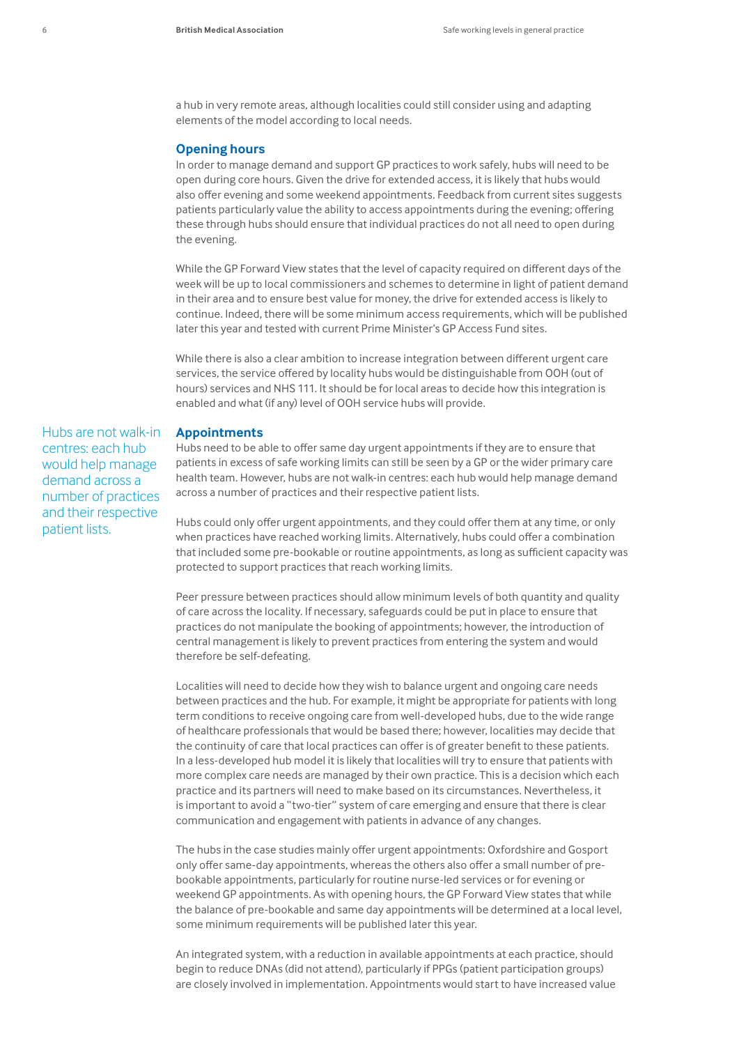a hub in very remote areas, although localities could still consider using and adapting elements of the model according to local needs.

## Opening hours

In order to manage demand and support GP practices to work safely, hubs will need to be open during core hours. Given the drive for extended access, it is likely that hubs would also offer evening and some weekend appointments. Feedback from current sites suggests patients particularly value the ability to access appointments during the evening; offering these through hubs should ensure that individual practices do not all need to open during the evening.

While the GP Forward View states that the level of capacity required on different days of the week will be up to local commissioners and schemes to determine in light of patient demand in their area and to ensure best value for money, the drive for extended access is likely to continue. Indeed, there will be some minimum access requirements, which will be published later this year and tested with current Prime Minister's GP Access Fund sites.

While there is also a clear ambition to increase integration between different urgent care services, the service offered by locality hubs would be distinguishable from OOH (out of hours) services and NHS 111. It should be for local areas to decide how this integration is enabled and what (if any) level of OOH service hubs will provide.

## Appointments

> Hubs are not walk-in centres: each hub would help manage demand across a number of practices and their respective patient lists.

Hubs need to be able to offer same day urgent appointments if they are to ensure that patients in excess of safe working limits can still be seen by a GP or the wider primary care health team. However, hubs are not walk-in centres: each hub would help manage demand across a number of practices and their respective patient lists.

Hubs could only offer urgent appointments, and they could offer them at any time, or only when practices have reached working limits. Alternatively, hubs could offer a combination that included some pre-bookable or routine appointments, as long as sufficient capacity was protected to support practices that reach working limits.

Peer pressure between practices should allow minimum levels of both quantity and quality of care across the locality. If necessary, safeguards could be put in place to ensure that practices do not manipulate the booking of appointments; however, the introduction of central management is likely to prevent practices from entering the system and would therefore be self-defeating.

Localities will need to decide how they wish to balance urgent and ongoing care needs between practices and the hub. For example, it might be appropriate for patients with long term conditions to receive ongoing care from well-developed hubs, due to the wide range of healthcare professionals that would be based there; however, localities may decide that the continuity of care that local practices can offer is of greater benefit to these patients. In a less-developed hub model it is likely that localities will try to ensure that patients with more complex care needs are managed by their own practice. This is a decision which each practice and its partners will need to make based on its circumstances. Nevertheless, it is important to avoid a "two-tier" system of care emerging and ensure that there is clear communication and engagement with patients in advance of any changes.

The hubs in the case studies mainly offer urgent appointments: Oxfordshire and Gosport only offer same-day appointments, whereas the others also offer a small number of pre-bookable appointments, particularly for routine nurse-led services or for evening or weekend GP appointments. As with opening hours, the GP Forward View states that while the balance of pre-bookable and same day appointments will be determined at a local level, some minimum requirements will be published later this year.

An integrated system, with a reduction in available appointments at each practice, should begin to reduce DNAs (did not attend), particularly if PPGs (patient participation groups) are closely involved in implementation. Appointments would start to have increased value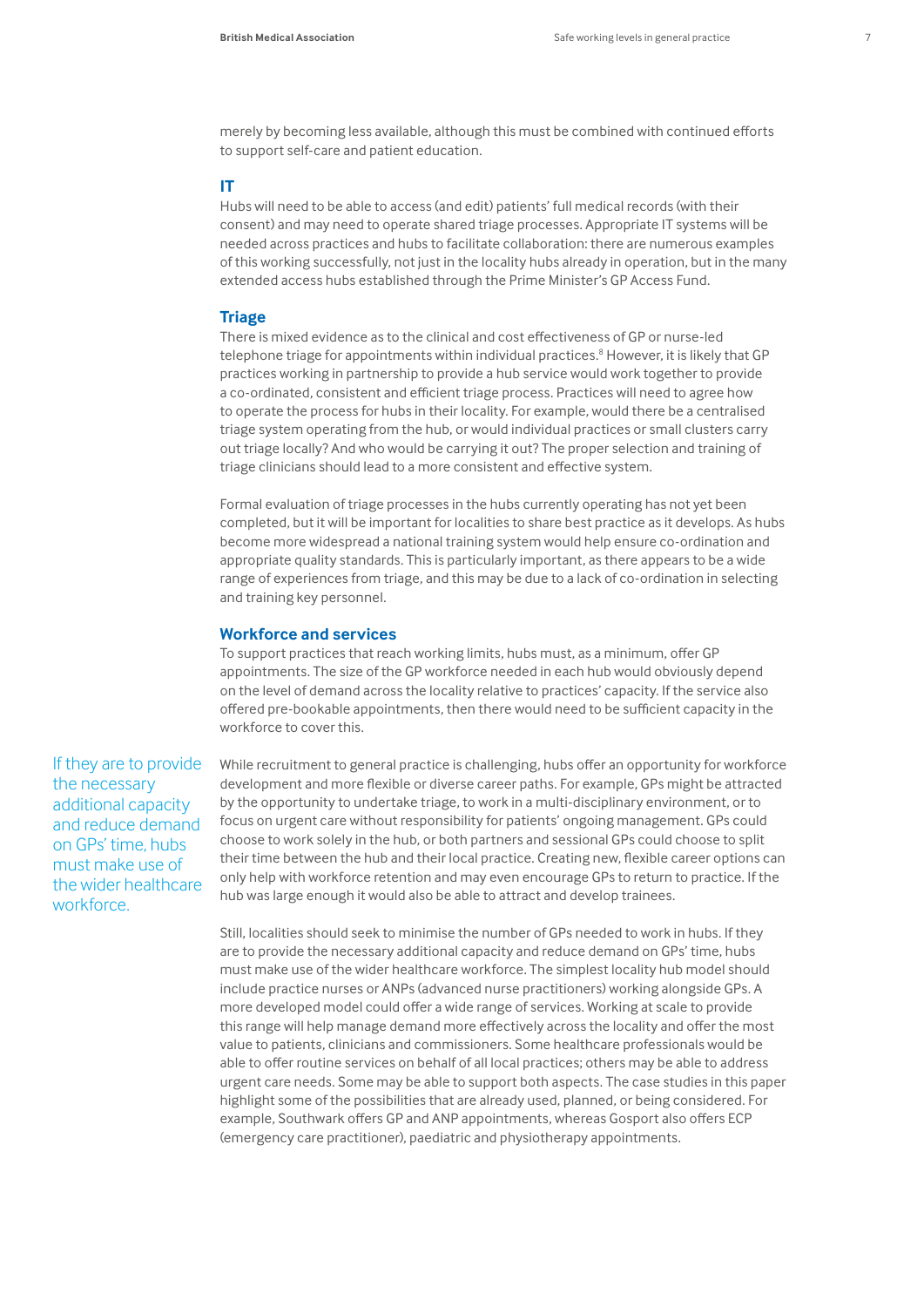merely by becoming less available, although this must be combined with continued efforts to support self-care and patient education.

### IT

Hubs will need to be able to access (and edit) patients' full medical records (with their consent) and may need to operate shared triage processes. Appropriate IT systems will be needed across practices and hubs to facilitate collaboration: there are numerous examples of this working successfully, not just in the locality hubs already in operation, but in the many extended access hubs established through the Prime Minister's GP Access Fund.

### Triage

There is mixed evidence as to the clinical and cost effectiveness of GP or nurse-led telephone triage for appointments within individual practices.[8] However, it is likely that GP practices working in partnership to provide a hub service would work together to provide a co-ordinated, consistent and efficient triage process. Practices will need to agree how to operate the process for hubs in their locality. For example, would there be a centralised triage system operating from the hub, or would individual practices or small clusters carry out triage locally? And who would be carrying it out? The proper selection and training of triage clinicians should lead to a more consistent and effective system.

Formal evaluation of triage processes in the hubs currently operating has not yet been completed, but it will be important for localities to share best practice as it develops. As hubs become more widespread a national training system would help ensure co-ordination and appropriate quality standards. This is particularly important, as there appears to be a wide range of experiences from triage, and this may be due to a lack of co-ordination in selecting and training key personnel.

### Workforce and services

To support practices that reach working limits, hubs must, as a minimum, offer GP appointments. The size of the GP workforce needed in each hub would obviously depend on the level of demand across the locality relative to practices' capacity. If the service also offered pre-bookable appointments, then there would need to be sufficient capacity in the workforce to cover this.

> If they are to provide the necessary additional capacity and reduce demand on GPs' time, hubs must make use of the wider healthcare workforce.

While recruitment to general practice is challenging, hubs offer an opportunity for workforce development and more flexible or diverse career paths. For example, GPs might be attracted by the opportunity to undertake triage, to work in a multi-disciplinary environment, or to focus on urgent care without responsibility for patients' ongoing management. GPs could choose to work solely in the hub, or both partners and sessional GPs could choose to split their time between the hub and their local practice. Creating new, flexible career options can only help with workforce retention and may even encourage GPs to return to practice. If the hub was large enough it would also be able to attract and develop trainees.

Still, localities should seek to minimise the number of GPs needed to work in hubs. If they are to provide the necessary additional capacity and reduce demand on GPs' time, hubs must make use of the wider healthcare workforce. The simplest locality hub model should include practice nurses or ANPs (advanced nurse practitioners) working alongside GPs. A more developed model could offer a wide range of services. Working at scale to provide this range will help manage demand more effectively across the locality and offer the most value to patients, clinicians and commissioners. Some healthcare professionals would be able to offer routine services on behalf of all local practices; others may be able to address urgent care needs. Some may be able to support both aspects. The case studies in this paper highlight some of the possibilities that are already used, planned, or being considered. For example, Southwark offers GP and ANP appointments, whereas Gosport also offers ECP (emergency care practitioner), paediatric and physiotherapy appointments.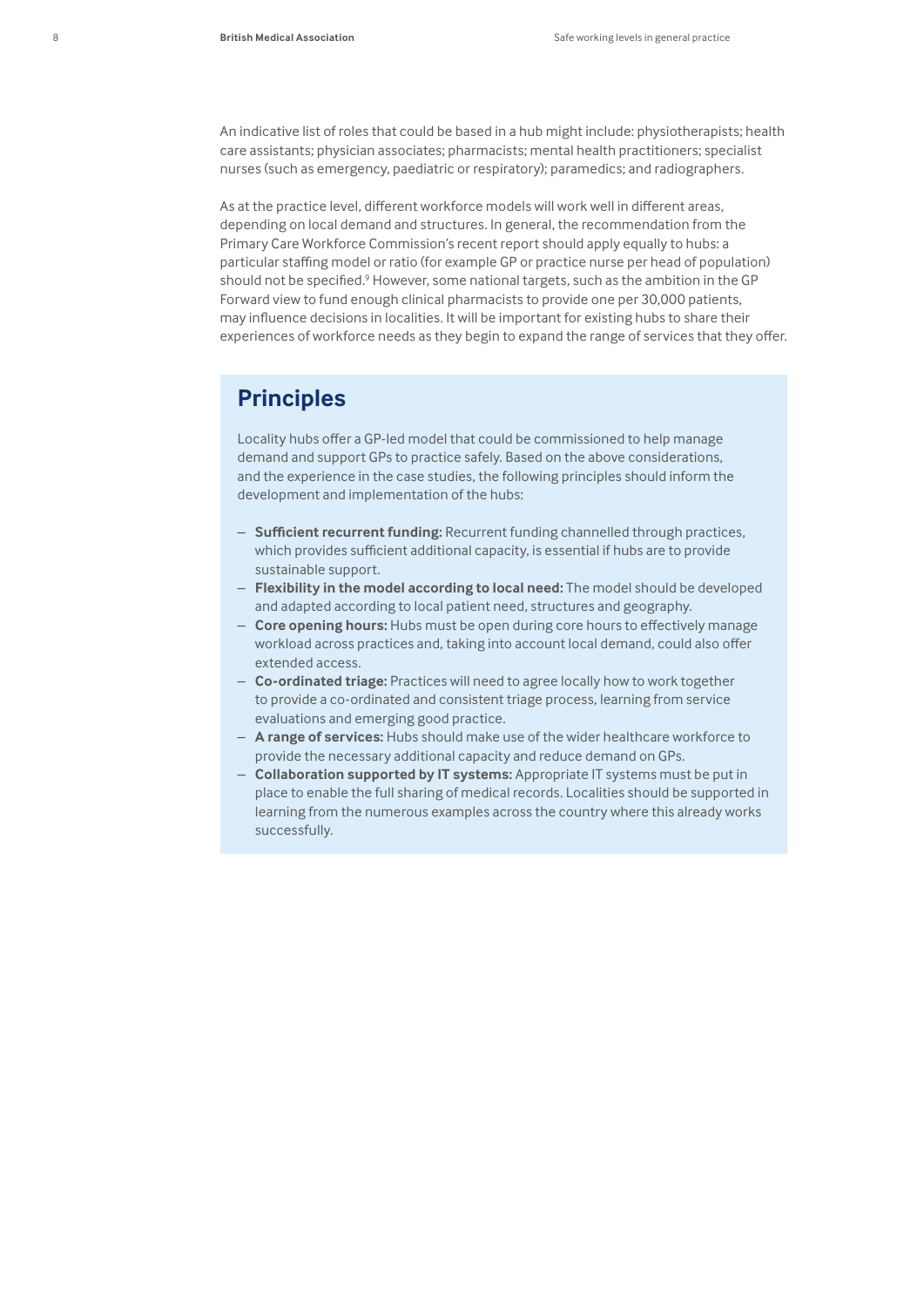An indicative list of roles that could be based in a hub might include: physiotherapists; health care assistants; physician associates; pharmacists; mental health practitioners; specialist nurses (such as emergency, paediatric or respiratory); paramedics; and radiographers.

As at the practice level, different workforce models will work well in different areas, depending on local demand and structures. In general, the recommendation from the Primary Care Workforce Commission's recent report should apply equally to hubs: a particular staffing model or ratio (for example GP or practice nurse per head of population) should not be specified.[9] However, some national targets, such as the ambition in the GP Forward view to fund enough clinical pharmacists to provide one per 30,000 patients, may influence decisions in localities. It will be important for existing hubs to share their experiences of workforce needs as they begin to expand the range of services that they offer.

## Principles

Locality hubs offer a GP-led model that could be commissioned to help manage demand and support GPs to practice safely. Based on the above considerations, and the experience in the case studies, the following principles should inform the development and implementation of the hubs:

- **Sufficient recurrent funding:** Recurrent funding channelled through practices, which provides sufficient additional capacity, is essential if hubs are to provide sustainable support.
- **Flexibility in the model according to local need:** The model should be developed and adapted according to local patient need, structures and geography.
- **Core opening hours:** Hubs must be open during core hours to effectively manage workload across practices and, taking into account local demand, could also offer extended access.
- **Co-ordinated triage:** Practices will need to agree locally how to work together to provide a co-ordinated and consistent triage process, learning from service evaluations and emerging good practice.
- **A range of services:** Hubs should make use of the wider healthcare workforce to provide the necessary additional capacity and reduce demand on GPs.
- **Collaboration supported by IT systems:** Appropriate IT systems must be put in place to enable the full sharing of medical records. Localities should be supported in learning from the numerous examples across the country where this already works successfully.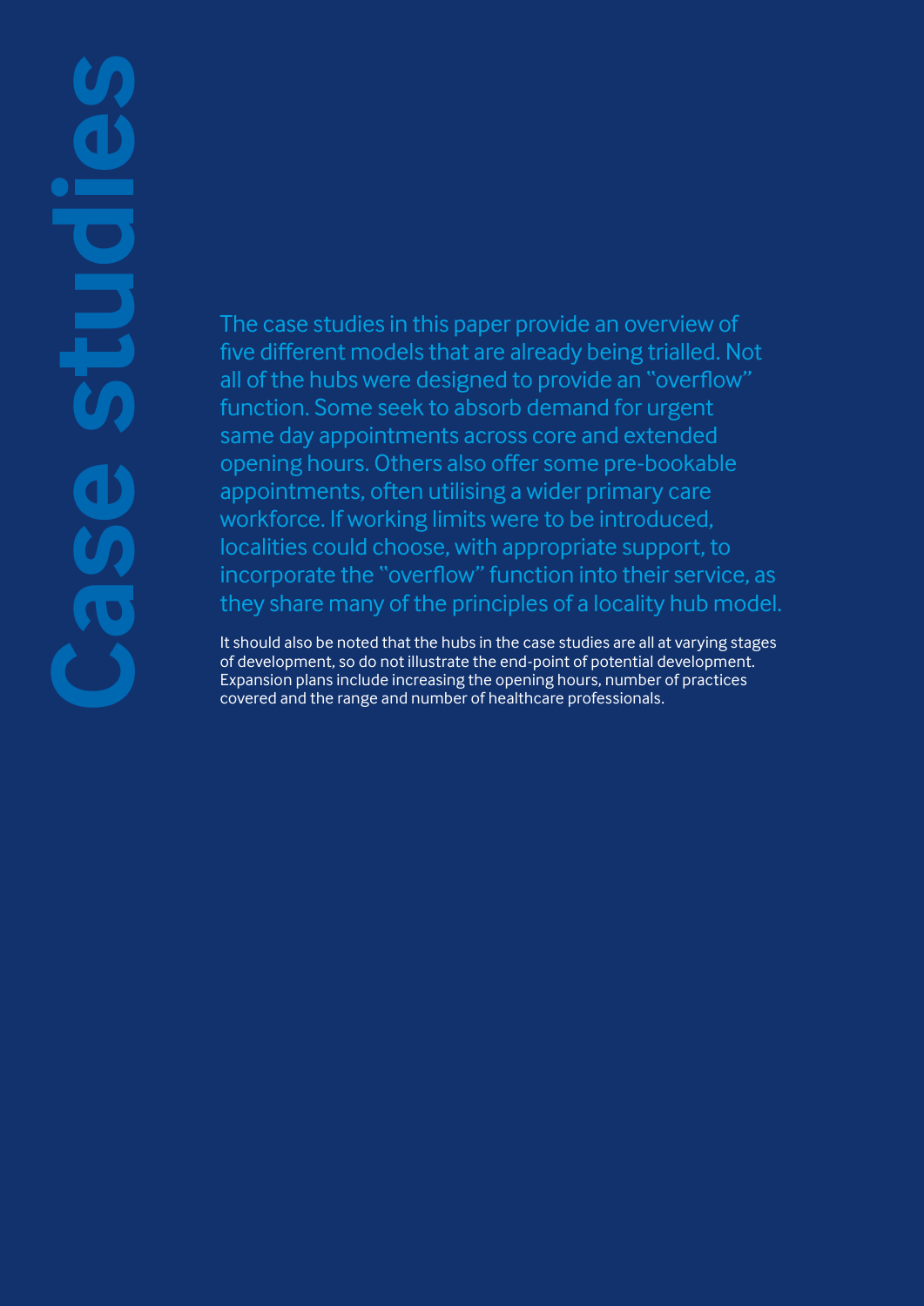# Case studies

The case studies in this paper provide an overview of five different models that are already being trialled. Not all of the hubs were designed to provide an "overflow" function. Some seek to absorb demand for urgent same day appointments across core and extended opening hours. Others also offer some pre-bookable appointments, often utilising a wider primary care workforce. If working limits were to be introduced, localities could choose, with appropriate support, to incorporate the "overflow" function into their service, as they share many of the principles of a locality hub model.

It should also be noted that the hubs in the case studies are all at varying stages of development, so do not illustrate the end-point of potential development. Expansion plans include increasing the opening hours, number of practices covered and the range and number of healthcare professionals.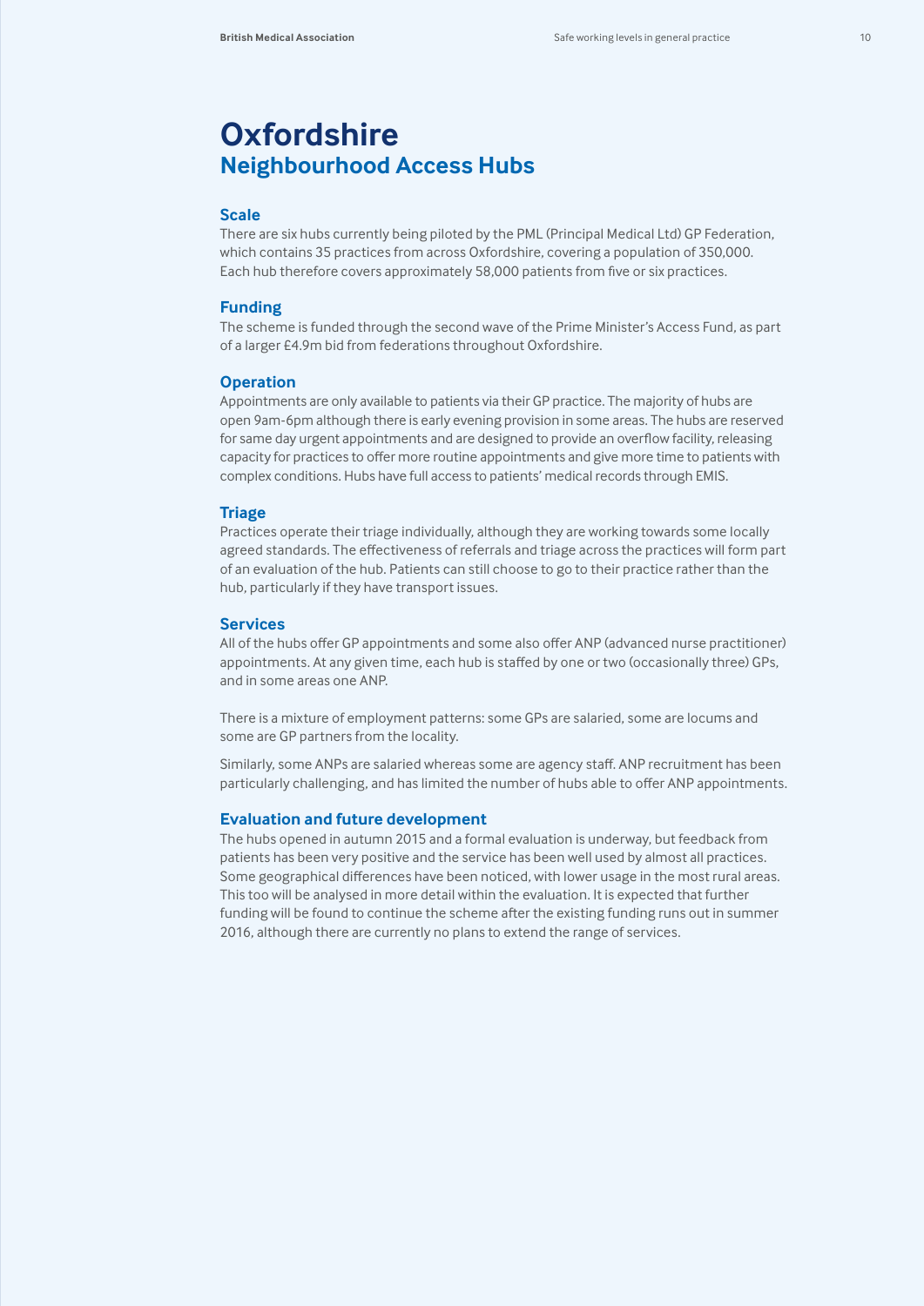# Oxfordshire

## Neighbourhood Access Hubs

### Scale

There are six hubs currently being piloted by the PML (Principal Medical Ltd) GP Federation, which contains 35 practices from across Oxfordshire, covering a population of 350,000. Each hub therefore covers approximately 58,000 patients from five or six practices.

### Funding

The scheme is funded through the second wave of the Prime Minister's Access Fund, as part of a larger £4.9m bid from federations throughout Oxfordshire.

### Operation

Appointments are only available to patients via their GP practice. The majority of hubs are open 9am-6pm although there is early evening provision in some areas. The hubs are reserved for same day urgent appointments and are designed to provide an overflow facility, releasing capacity for practices to offer more routine appointments and give more time to patients with complex conditions. Hubs have full access to patients' medical records through EMIS.

### Triage

Practices operate their triage individually, although they are working towards some locally agreed standards. The effectiveness of referrals and triage across the practices will form part of an evaluation of the hub. Patients can still choose to go to their practice rather than the hub, particularly if they have transport issues.

### Services

All of the hubs offer GP appointments and some also offer ANP (advanced nurse practitioner) appointments. At any given time, each hub is staffed by one or two (occasionally three) GPs, and in some areas one ANP.

There is a mixture of employment patterns: some GPs are salaried, some are locums and some are GP partners from the locality.

Similarly, some ANPs are salaried whereas some are agency staff. ANP recruitment has been particularly challenging, and has limited the number of hubs able to offer ANP appointments.

### Evaluation and future development

The hubs opened in autumn 2015 and a formal evaluation is underway, but feedback from patients has been very positive and the service has been well used by almost all practices. Some geographical differences have been noticed, with lower usage in the most rural areas. This too will be analysed in more detail within the evaluation. It is expected that further funding will be found to continue the scheme after the existing funding runs out in summer 2016, although there are currently no plans to extend the range of services.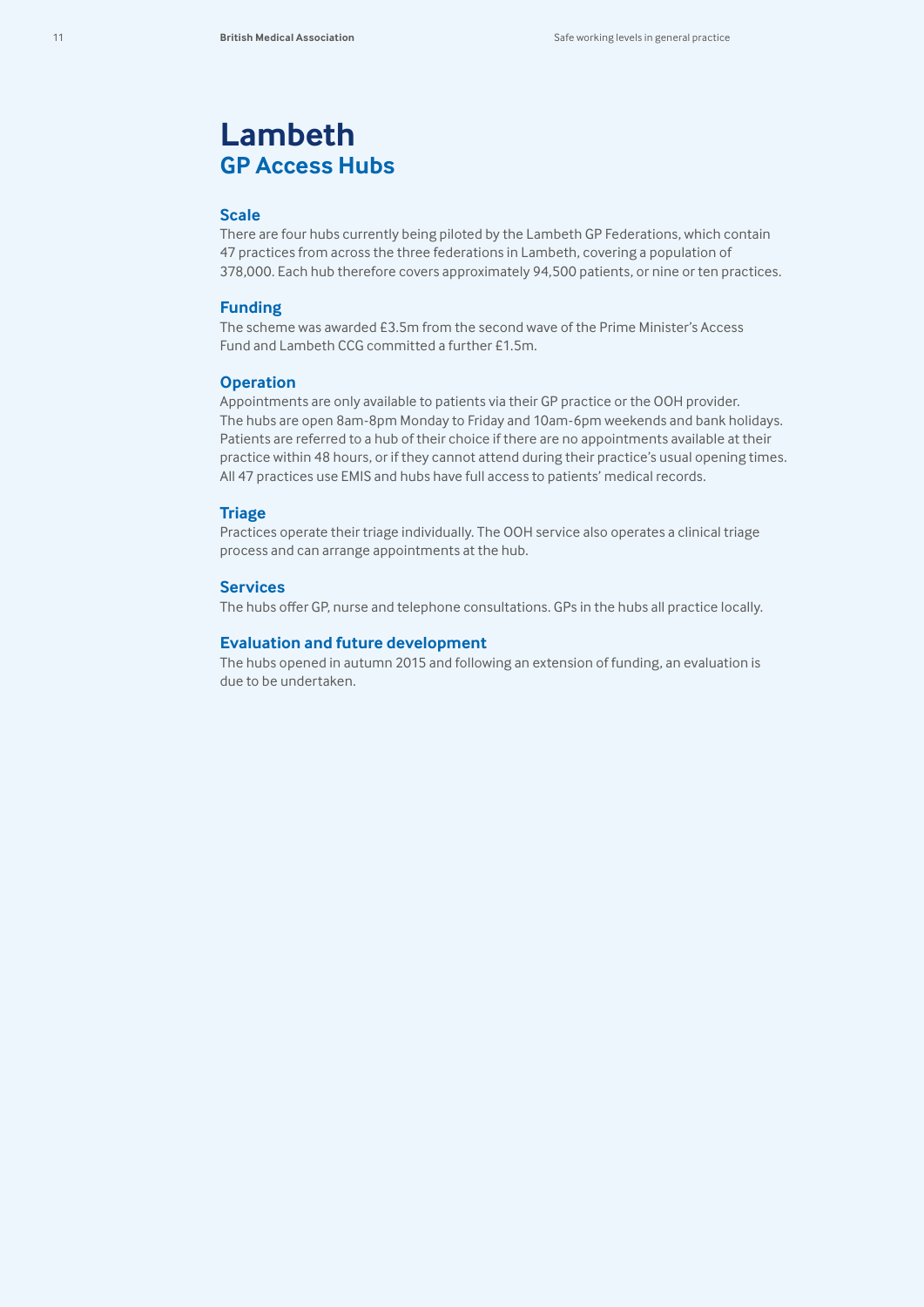# Lambeth

## GP Access Hubs

### Scale

There are four hubs currently being piloted by the Lambeth GP Federations, which contain 47 practices from across the three federations in Lambeth, covering a population of 378,000. Each hub therefore covers approximately 94,500 patients, or nine or ten practices.

### Funding

The scheme was awarded £3.5m from the second wave of the Prime Minister's Access Fund and Lambeth CCG committed a further £1.5m.

### Operation

Appointments are only available to patients via their GP practice or the OOH provider. The hubs are open 8am-8pm Monday to Friday and 10am-6pm weekends and bank holidays. Patients are referred to a hub of their choice if there are no appointments available at their practice within 48 hours, or if they cannot attend during their practice's usual opening times. All 47 practices use EMIS and hubs have full access to patients' medical records.

### Triage

Practices operate their triage individually. The OOH service also operates a clinical triage process and can arrange appointments at the hub.

### Services

The hubs offer GP, nurse and telephone consultations. GPs in the hubs all practice locally.

### Evaluation and future development

The hubs opened in autumn 2015 and following an extension of funding, an evaluation is due to be undertaken.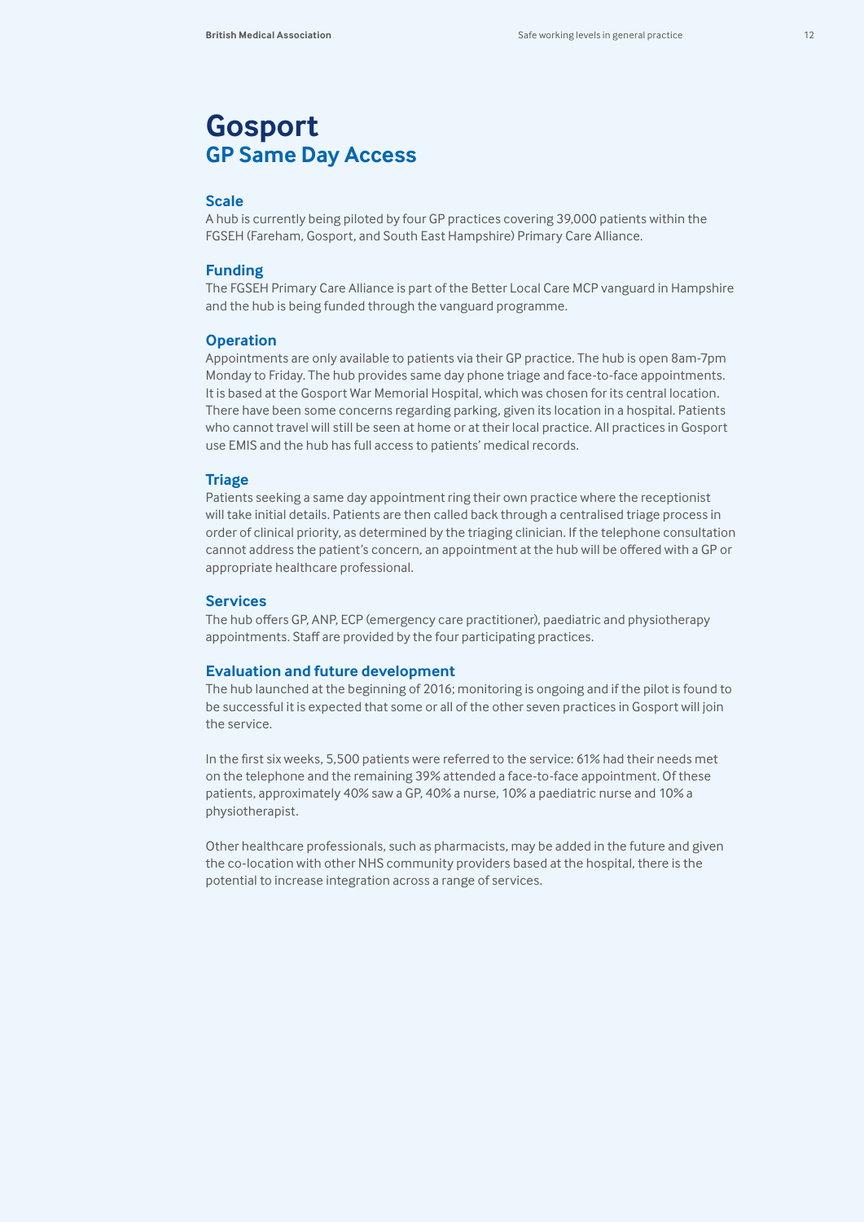# Gosport

## GP Same Day Access

### Scale

A hub is currently being piloted by four GP practices covering 39,000 patients within the FGSEH (Fareham, Gosport, and South East Hampshire) Primary Care Alliance.

### Funding

The FGSEH Primary Care Alliance is part of the Better Local Care MCP vanguard in Hampshire and the hub is being funded through the vanguard programme.

### Operation

Appointments are only available to patients via their GP practice. The hub is open 8am-7pm Monday to Friday. The hub provides same day phone triage and face-to-face appointments. It is based at the Gosport War Memorial Hospital, which was chosen for its central location. There have been some concerns regarding parking, given its location in a hospital. Patients who cannot travel will still be seen at home or at their local practice. All practices in Gosport use EMIS and the hub has full access to patients' medical records.

### Triage

Patients seeking a same day appointment ring their own practice where the receptionist will take initial details. Patients are then called back through a centralised triage process in order of clinical priority, as determined by the triaging clinician. If the telephone consultation cannot address the patient's concern, an appointment at the hub will be offered with a GP or appropriate healthcare professional.

### Services

The hub offers GP, ANP, ECP (emergency care practitioner), paediatric and physiotherapy appointments. Staff are provided by the four participating practices.

### Evaluation and future development

The hub launched at the beginning of 2016; monitoring is ongoing and if the pilot is found to be successful it is expected that some or all of the other seven practices in Gosport will join the service.

In the first six weeks, 5,500 patients were referred to the service: 61% had their needs met on the telephone and the remaining 39% attended a face-to-face appointment. Of these patients, approximately 40% saw a GP, 40% a nurse, 10% a paediatric nurse and 10% a physiotherapist.

Other healthcare professionals, such as pharmacists, may be added in the future and given the co-location with other NHS community providers based at the hospital, there is the potential to increase integration across a range of services.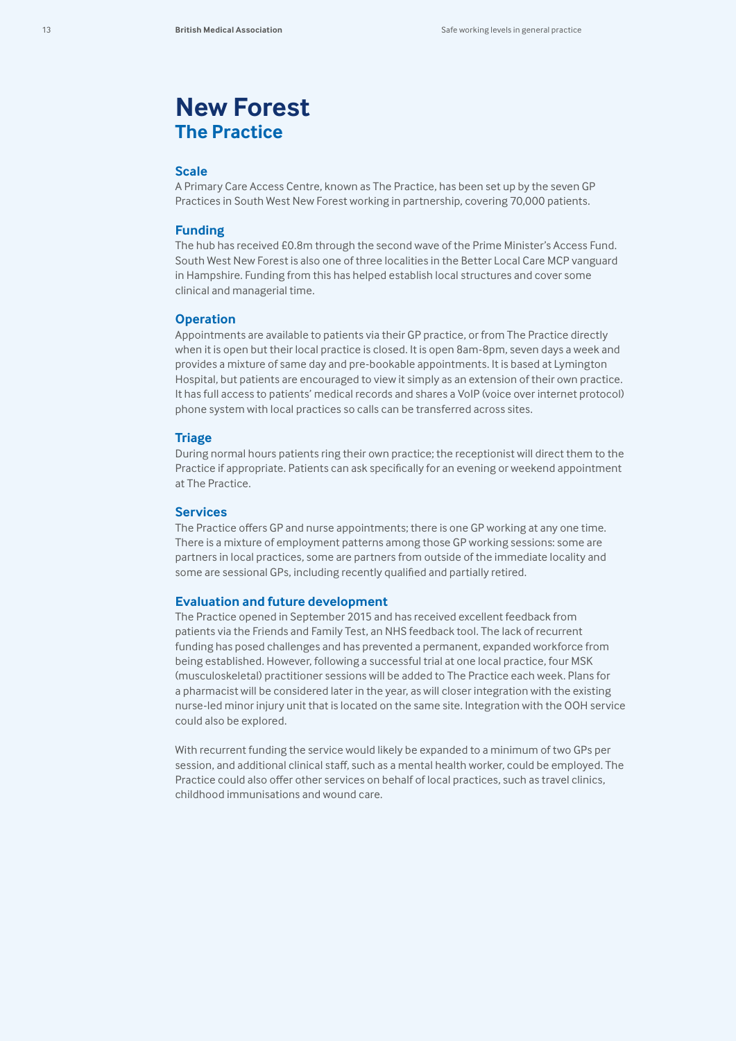# New Forest
## The Practice

### Scale
A Primary Care Access Centre, known as The Practice, has been set up by the seven GP Practices in South West New Forest working in partnership, covering 70,000 patients.

### Funding
The hub has received £0.8m through the second wave of the Prime Minister's Access Fund. South West New Forest is also one of three localities in the Better Local Care MCP vanguard in Hampshire. Funding from this has helped establish local structures and cover some clinical and managerial time.

### Operation
Appointments are available to patients via their GP practice, or from The Practice directly when it is open but their local practice is closed. It is open 8am-8pm, seven days a week and provides a mixture of same day and pre-bookable appointments. It is based at Lymington Hospital, but patients are encouraged to view it simply as an extension of their own practice. It has full access to patients' medical records and shares a VoIP (voice over internet protocol) phone system with local practices so calls can be transferred across sites.

### Triage
During normal hours patients ring their own practice; the receptionist will direct them to the Practice if appropriate. Patients can ask specifically for an evening or weekend appointment at The Practice.

### Services
The Practice offers GP and nurse appointments; there is one GP working at any one time. There is a mixture of employment patterns among those GP working sessions: some are partners in local practices, some are partners from outside of the immediate locality and some are sessional GPs, including recently qualified and partially retired.

### Evaluation and future development
The Practice opened in September 2015 and has received excellent feedback from patients via the Friends and Family Test, an NHS feedback tool. The lack of recurrent funding has posed challenges and has prevented a permanent, expanded workforce from being established. However, following a successful trial at one local practice, four MSK (musculoskeletal) practitioner sessions will be added to The Practice each week. Plans for a pharmacist will be considered later in the year, as will closer integration with the existing nurse-led minor injury unit that is located on the same site. Integration with the OOH service could also be explored.

With recurrent funding the service would likely be expanded to a minimum of two GPs per session, and additional clinical staff, such as a mental health worker, could be employed. The Practice could also offer other services on behalf of local practices, such as travel clinics, childhood immunisations and wound care.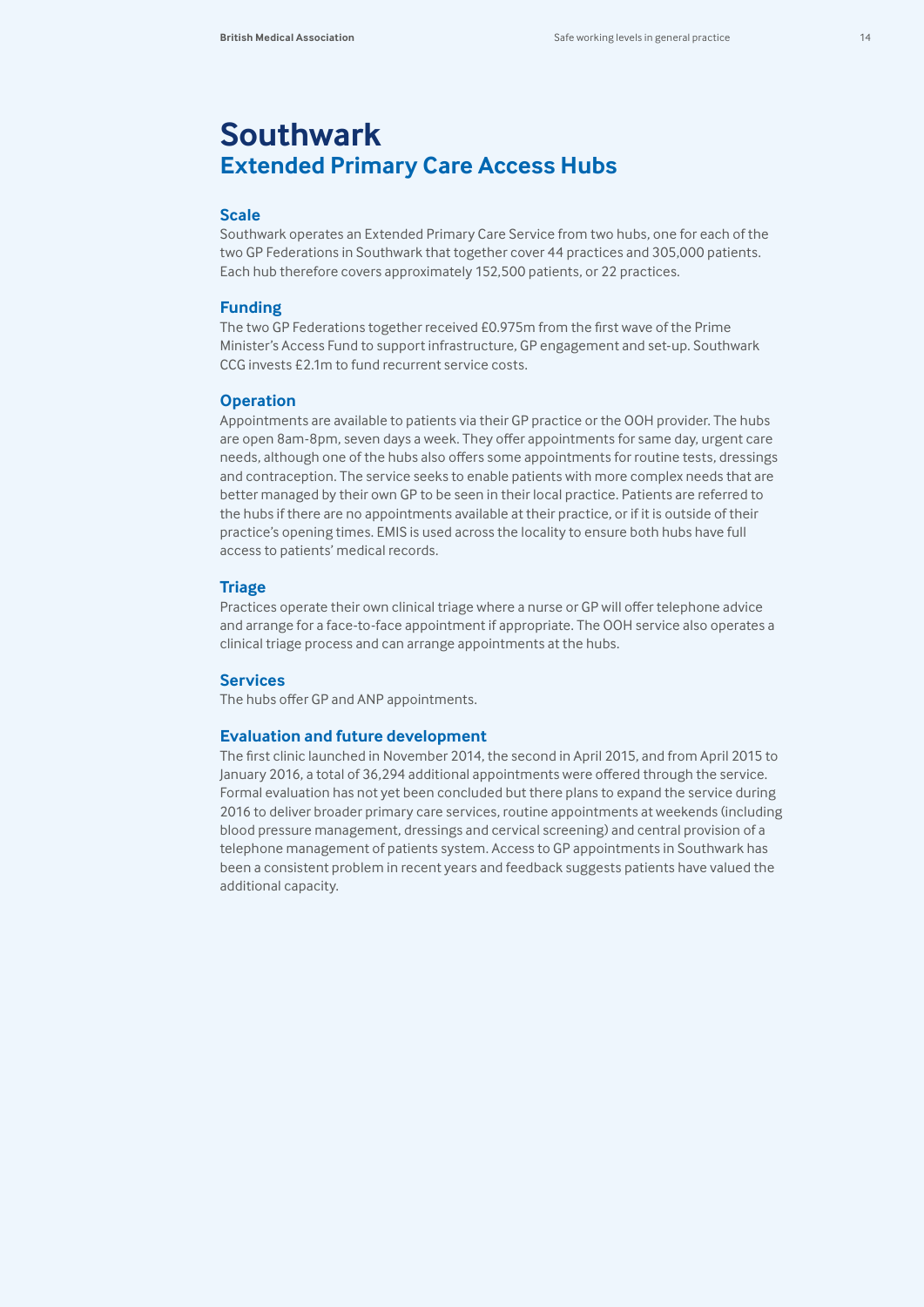# Southwark

## Extended Primary Care Access Hubs

### Scale

Southwark operates an Extended Primary Care Service from two hubs, one for each of the two GP Federations in Southwark that together cover 44 practices and 305,000 patients. Each hub therefore covers approximately 152,500 patients, or 22 practices.

### Funding

The two GP Federations together received £0.975m from the first wave of the Prime Minister's Access Fund to support infrastructure, GP engagement and set-up. Southwark CCG invests £2.1m to fund recurrent service costs.

### Operation

Appointments are available to patients via their GP practice or the OOH provider. The hubs are open 8am-8pm, seven days a week. They offer appointments for same day, urgent care needs, although one of the hubs also offers some appointments for routine tests, dressings and contraception. The service seeks to enable patients with more complex needs that are better managed by their own GP to be seen in their local practice. Patients are referred to the hubs if there are no appointments available at their practice, or if it is outside of their practice's opening times. EMIS is used across the locality to ensure both hubs have full access to patients' medical records.

### Triage

Practices operate their own clinical triage where a nurse or GP will offer telephone advice and arrange for a face-to-face appointment if appropriate. The OOH service also operates a clinical triage process and can arrange appointments at the hubs.

### Services

The hubs offer GP and ANP appointments.

### Evaluation and future development

The first clinic launched in November 2014, the second in April 2015, and from April 2015 to January 2016, a total of 36,294 additional appointments were offered through the service. Formal evaluation has not yet been concluded but there plans to expand the service during 2016 to deliver broader primary care services, routine appointments at weekends (including blood pressure management, dressings and cervical screening) and central provision of a telephone management of patients system. Access to GP appointments in Southwark has been a consistent problem in recent years and feedback suggests patients have valued the additional capacity.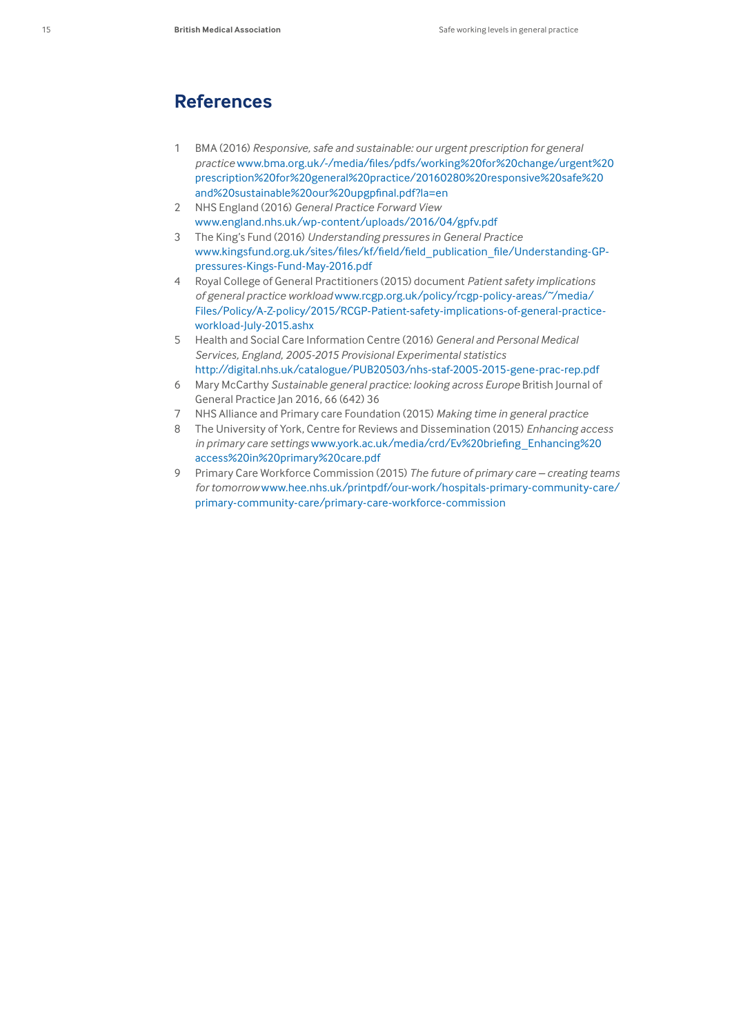## References

1. BMA (2016) *Responsive, safe and sustainable: our urgent prescription for general practice* www.bma.org.uk/-/media/files/pdfs/working%20for%20change/urgent%20prescription%20for%20general%20practice/20160280%20responsive%20safe%20and%20sustainable%20our%20upgpfinal.pdf?la=en
2. NHS England (2016) *General Practice Forward View* www.england.nhs.uk/wp-content/uploads/2016/04/gpfv.pdf
3. The King's Fund (2016) *Understanding pressures in General Practice* www.kingsfund.org.uk/sites/files/kf/field/field_publication_file/Understanding-GP-pressures-Kings-Fund-May-2016.pdf
4. Royal College of General Practitioners (2015) document *Patient safety implications of general practice workload* www.rcgp.org.uk/policy/rcgp-policy-areas/~/media/Files/Policy/A-Z-policy/2015/RCGP-Patient-safety-implications-of-general-practice-workload-July-2015.ashx
5. Health and Social Care Information Centre (2016) *General and Personal Medical Services, England, 2005-2015 Provisional Experimental statistics* http://digital.nhs.uk/catalogue/PUB20503/nhs-staf-2005-2015-gene-prac-rep.pdf
6. Mary McCarthy *Sustainable general practice: looking across Europe* British Journal of General Practice Jan 2016, 66 (642) 36
7. NHS Alliance and Primary care Foundation (2015) *Making time in general practice*
8. The University of York, Centre for Reviews and Dissemination (2015) *Enhancing access in primary care settings* www.york.ac.uk/media/crd/Ev%20briefing_Enhancing%20access%20in%20primary%20care.pdf
9. Primary Care Workforce Commission (2015) *The future of primary care – creating teams for tomorrow* www.hee.nhs.uk/printpdf/our-work/hospitals-primary-community-care/primary-community-care/primary-care-workforce-commission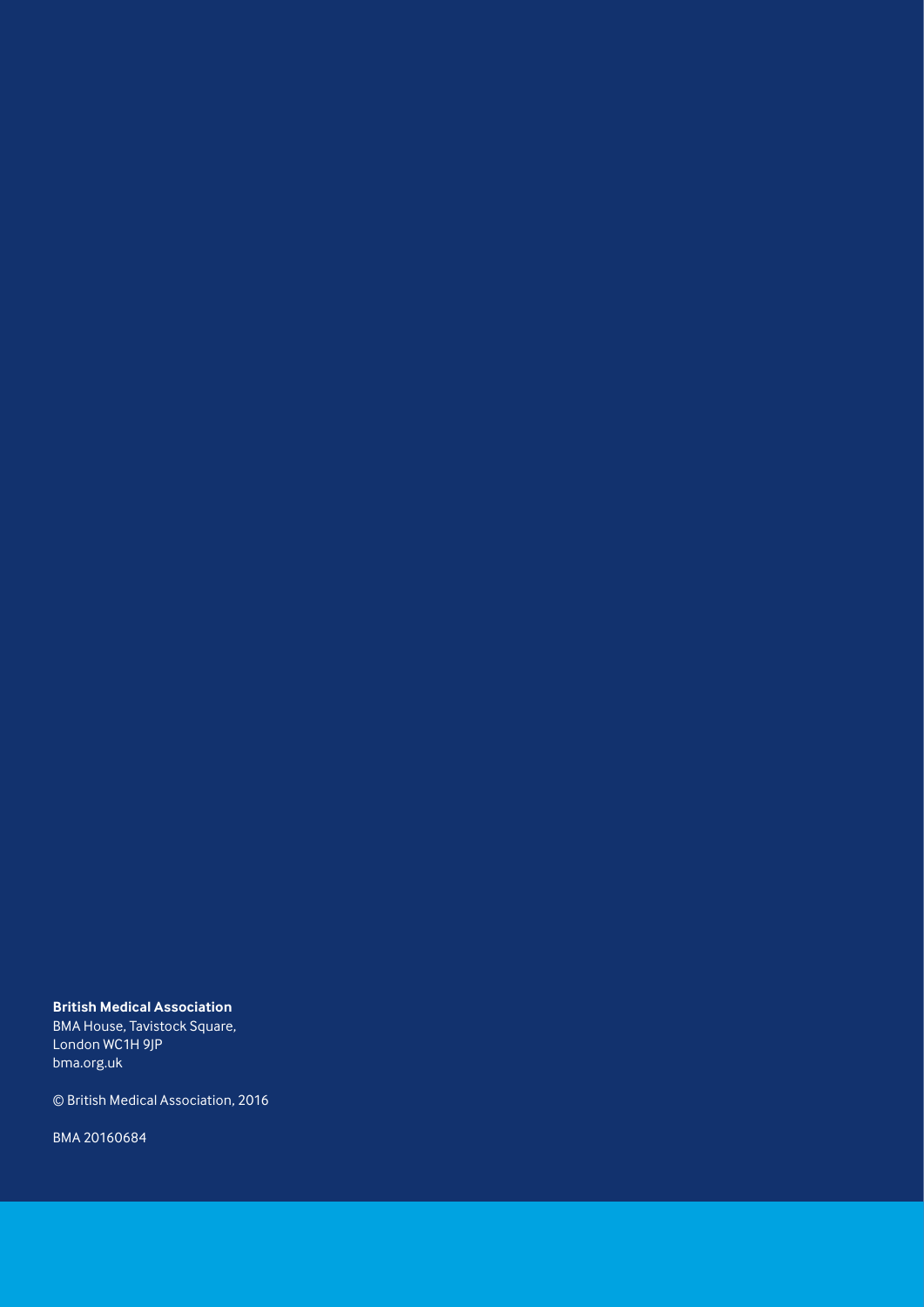**British Medical Association**
BMA House, Tavistock Square,
London WC1H 9JP
bma.org.uk

© British Medical Association, 2016

BMA 20160684